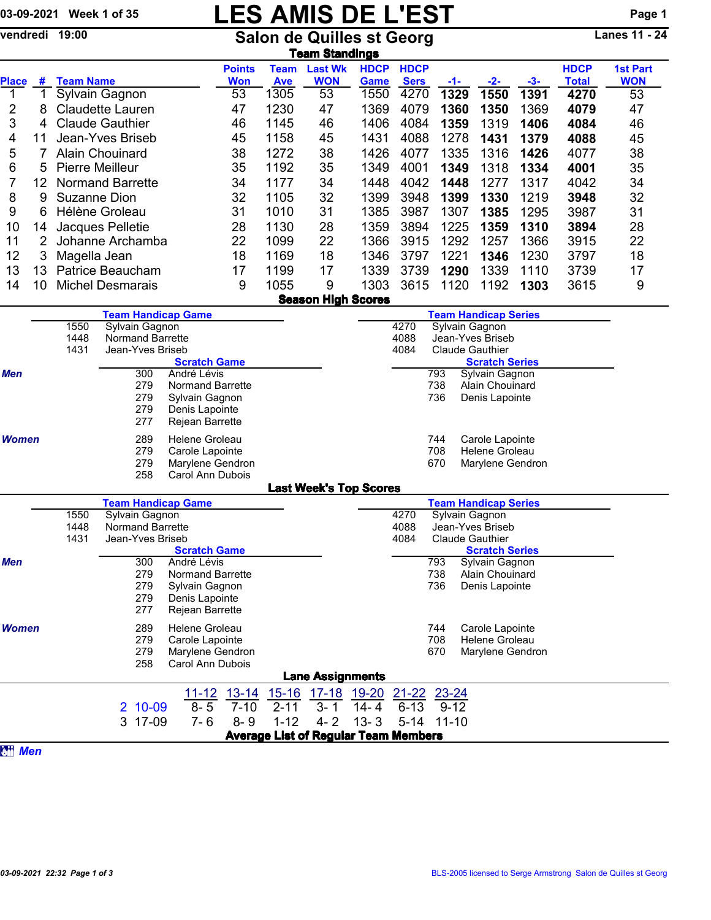# LES AMIS DE L'EST

03-09-2021 Week 1 of 35

vendredi 19:00

## Salon de Quilles st Georg

Lanes 11 - 24

### Team Standings

| Place | # | Team Name | Points Won | Team Ave | Last Wk WON | HDCP Game | HDCP Sers | -1- | -2- | -3- | HDCP Total | 1st Part WON |
|---|---|---|---|---|---|---|---|---|---|---|---|---|
| 1 | 1 | Sylvain Gagnon | 53 | 1305 | 53 | 1550 | 4270 | **1329** | **1550** | **1391** | **4270** | 53 |
| 2 | 8 | Claudette Lauren | 47 | 1230 | 47 | 1369 | 4079 | **1360** | **1350** | 1369 | **4079** | 47 |
| 3 | 4 | Claude Gauthier | 46 | 1145 | 46 | 1406 | 4084 | **1359** | 1319 | **1406** | **4084** | 46 |
| 4 | 11 | Jean-Yves Briseb | 45 | 1158 | 45 | 1431 | 4088 | 1278 | **1431** | **1379** | **4088** | 45 |
| 5 | 7 | Alain Chouinard | 38 | 1272 | 38 | 1426 | 4077 | 1335 | 1316 | **1426** | 4077 | 38 |
| 6 | 5 | Pierre Meilleur | 35 | 1192 | 35 | 1349 | 4001 | **1349** | 1318 | **1334** | **4001** | 35 |
| 7 | 12 | Normand Barrette | 34 | 1177 | 34 | 1448 | 4042 | **1448** | 1277 | 1317 | 4042 | 34 |
| 8 | 9 | Suzanne Dion | 32 | 1105 | 32 | 1399 | 3948 | **1399** | **1330** | 1219 | **3948** | 32 |
| 9 | 6 | Hélène Groleau | 31 | 1010 | 31 | 1385 | 3987 | 1307 | **1385** | 1295 | 3987 | 31 |
| 10 | 14 | Jacques Pelletie | 28 | 1130 | 28 | 1359 | 3894 | 1225 | **1359** | **1310** | **3894** | 28 |
| 11 | 2 | Johanne Archamba | 22 | 1099 | 22 | 1366 | 3915 | 1292 | 1257 | 1366 | 3915 | 22 |
| 12 | 3 | Magella Jean | 18 | 1169 | 18 | 1346 | 3797 | 1221 | **1346** | 1230 | 3797 | 18 |
| 13 | 13 | Patrice Beaucham | 17 | 1199 | 17 | 1339 | 3739 | **1290** | 1339 | 1110 | 3739 | 17 |
| 14 | 10 | Michel Desmarais | 9 | 1055 | 9 | 1303 | 3615 | 1120 | 1192 | **1303** | 3615 | 9 |

### Season High Scores

**Team Handicap Game**

| Score | Team |
|---|---|
| 1550 | Sylvain Gagnon |
| 1448 | Normand Barrette |
| 1431 | Jean-Yves Briseb |

**Team Handicap Series**

| Score | Team |
|---|---|
| 4270 | Sylvain Gagnon |
| 4088 | Jean-Yves Briseb |
| 4084 | Claude Gauthier |

**Scratch Game**

*Men*

| Score | Name |
|---|---|
| 300 | André Lévis |
| 279 | Normand Barrette |
| 279 | Sylvain Gagnon |
| 279 | Denis Lapointe |
| 277 | Rejean Barrette |

*Women*

| Score | Name |
|---|---|
| 289 | Helene Groleau |
| 279 | Carole Lapointe |
| 279 | Marylene Gendron |
| 258 | Carol Ann Dubois |

**Scratch Series**

*Men*

| Score | Name |
|---|---|
| 793 | Sylvain Gagnon |
| 738 | Alain Chouinard |
| 736 | Denis Lapointe |

*Women*

| Score | Name |
|---|---|
| 744 | Carole Lapointe |
| 708 | Helene Groleau |
| 670 | Marylene Gendron |

### Last Week's Top Scores

**Team Handicap Game**

| Score | Team |
|---|---|
| 1550 | Sylvain Gagnon |
| 1448 | Normand Barrette |
| 1431 | Jean-Yves Briseb |

**Team Handicap Series**

| Score | Team |
|---|---|
| 4270 | Sylvain Gagnon |
| 4088 | Jean-Yves Briseb |
| 4084 | Claude Gauthier |

**Scratch Game**

*Men*

| Score | Name |
|---|---|
| 300 | André Lévis |
| 279 | Normand Barrette |
| 279 | Sylvain Gagnon |
| 279 | Denis Lapointe |
| 277 | Rejean Barrette |

*Women*

| Score | Name |
|---|---|
| 289 | Helene Groleau |
| 279 | Carole Lapointe |
| 279 | Marylene Gendron |
| 258 | Carol Ann Dubois |

**Scratch Series**

*Men*

| Score | Name |
|---|---|
| 793 | Sylvain Gagnon |
| 738 | Alain Chouinard |
| 736 | Denis Lapointe |

*Women*

| Score | Name |
|---|---|
| 744 | Carole Lapointe |
| 708 | Helene Groleau |
| 670 | Marylene Gendron |

### Lane Assignments

| Week | Date | 11-12 | 13-14 | 15-16 | 17-18 | 19-20 | 21-22 | 23-24 |
|---|---|---|---|---|---|---|---|---|
| 2 | 10-09 | 8- 5 | 7-10 | 2-11 | 3- 1 | 14- 4 | 6-13 | 9-12 |
| 3 | 17-09 | 7- 6 | 8- 9 | 1-12 | 4- 2 | 13- 3 | 5-14 | 11-10 |

### Average List of Regular Team Members

*Men*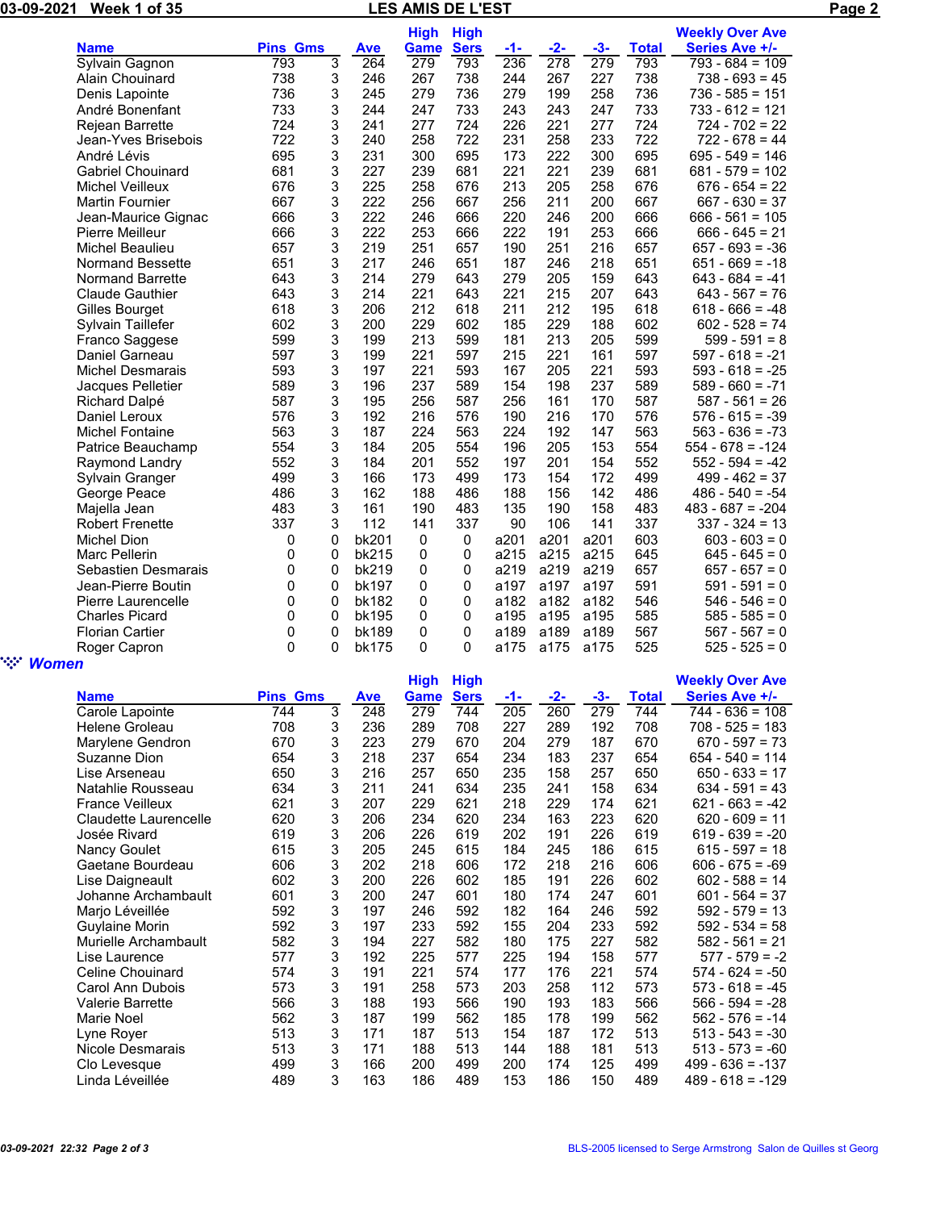| Name | Pins | Gms | Ave | High Game | High Sers | -1- | -2- | -3- | Total | Weekly Over Ave Series Ave +/- |
|---|---|---|---|---|---|---|---|---|---|---|
| Sylvain Gagnon | 793 | 3 | 264 | 279 | 793 | 236 | 278 | 279 | 793 | 793 - 684 = 109 |
| Alain Chouinard | 738 | 3 | 246 | 267 | 738 | 244 | 267 | 227 | 738 | 738 - 693 = 45 |
| Denis Lapointe | 736 | 3 | 245 | 279 | 736 | 279 | 199 | 258 | 736 | 736 - 585 = 151 |
| André Bonenfant | 733 | 3 | 244 | 247 | 733 | 243 | 243 | 247 | 733 | 733 - 612 = 121 |
| Rejean Barrette | 724 | 3 | 241 | 277 | 724 | 226 | 221 | 277 | 724 | 724 - 702 = 22 |
| Jean-Yves Brisebois | 722 | 3 | 240 | 258 | 722 | 231 | 258 | 233 | 722 | 722 - 678 = 44 |
| André Lévis | 695 | 3 | 231 | 300 | 695 | 173 | 222 | 300 | 695 | 695 - 549 = 146 |
| Gabriel Chouinard | 681 | 3 | 227 | 239 | 681 | 221 | 221 | 239 | 681 | 681 - 579 = 102 |
| Michel Veilleux | 676 | 3 | 225 | 258 | 676 | 213 | 205 | 258 | 676 | 676 - 654 = 22 |
| Martin Fournier | 667 | 3 | 222 | 256 | 667 | 256 | 211 | 200 | 667 | 667 - 630 = 37 |
| Jean-Maurice Gignac | 666 | 3 | 222 | 246 | 666 | 220 | 246 | 200 | 666 | 666 - 561 = 105 |
| Pierre Meilleur | 666 | 3 | 222 | 253 | 666 | 222 | 191 | 253 | 666 | 666 - 645 = 21 |
| Michel Beaulieu | 657 | 3 | 219 | 251 | 657 | 190 | 251 | 216 | 657 | 657 - 693 = -36 |
| Normand Bessette | 651 | 3 | 217 | 246 | 651 | 187 | 246 | 218 | 651 | 651 - 669 = -18 |
| Normand Barrette | 643 | 3 | 214 | 279 | 643 | 279 | 205 | 159 | 643 | 643 - 684 = -41 |
| Claude Gauthier | 643 | 3 | 214 | 221 | 643 | 221 | 215 | 207 | 643 | 643 - 567 = 76 |
| Gilles Bourget | 618 | 3 | 206 | 212 | 618 | 211 | 212 | 195 | 618 | 618 - 666 = -48 |
| Sylvain Taillefer | 602 | 3 | 200 | 229 | 602 | 185 | 229 | 188 | 602 | 602 - 528 = 74 |
| Franco Saggese | 599 | 3 | 199 | 213 | 599 | 181 | 213 | 205 | 599 | 599 - 591 = 8 |
| Daniel Garneau | 597 | 3 | 199 | 221 | 597 | 215 | 221 | 161 | 597 | 597 - 618 = -21 |
| Michel Desmarais | 593 | 3 | 197 | 221 | 593 | 167 | 205 | 221 | 593 | 593 - 618 = -25 |
| Jacques Pelletier | 589 | 3 | 196 | 237 | 589 | 154 | 198 | 237 | 589 | 589 - 660 = -71 |
| Richard Dalpé | 587 | 3 | 195 | 256 | 587 | 256 | 161 | 170 | 587 | 587 - 561 = 26 |
| Daniel Leroux | 576 | 3 | 192 | 216 | 576 | 190 | 216 | 170 | 576 | 576 - 615 = -39 |
| Michel Fontaine | 563 | 3 | 187 | 224 | 563 | 224 | 192 | 147 | 563 | 563 - 636 = -73 |
| Patrice Beauchamp | 554 | 3 | 184 | 205 | 554 | 196 | 205 | 153 | 554 | 554 - 678 = -124 |
| Raymond Landry | 552 | 3 | 184 | 201 | 552 | 197 | 201 | 154 | 552 | 552 - 594 = -42 |
| Sylvain Granger | 499 | 3 | 166 | 173 | 499 | 173 | 154 | 172 | 499 | 499 - 462 = 37 |
| George Peace | 486 | 3 | 162 | 188 | 486 | 188 | 156 | 142 | 486 | 486 - 540 = -54 |
| Majella Jean | 483 | 3 | 161 | 190 | 483 | 135 | 190 | 158 | 483 | 483 - 687 = -204 |
| Robert Frenette | 337 | 3 | 112 | 141 | 337 | 90 | 106 | 141 | 337 | 337 - 324 = 13 |
| Michel Dion | 0 | 0 | bk201 | 0 | 0 | a201 | a201 | a201 | 603 | 603 - 603 = 0 |
| Marc Pellerin | 0 | 0 | bk215 | 0 | 0 | a215 | a215 | a215 | 645 | 645 - 645 = 0 |
| Sebastien Desmarais | 0 | 0 | bk219 | 0 | 0 | a219 | a219 | a219 | 657 | 657 - 657 = 0 |
| Jean-Pierre Boutin | 0 | 0 | bk197 | 0 | 0 | a197 | a197 | a197 | 591 | 591 - 591 = 0 |
| Pierre Laurencelle | 0 | 0 | bk182 | 0 | 0 | a182 | a182 | a182 | 546 | 546 - 546 = 0 |
| Charles Picard | 0 | 0 | bk195 | 0 | 0 | a195 | a195 | a195 | 585 | 585 - 585 = 0 |
| Florian Cartier | 0 | 0 | bk189 | 0 | 0 | a189 | a189 | a189 | 567 | 567 - 567 = 0 |
| Roger Capron | 0 | 0 | bk175 | 0 | 0 | a175 | a175 | a175 | 525 | 525 - 525 = 0 |

## Women

| Name | Pins | Gms | Ave | High Game | High Sers | -1- | -2- | -3- | Total | Weekly Over Ave Series Ave +/- |
|---|---|---|---|---|---|---|---|---|---|---|
| Carole Lapointe | 744 | 3 | 248 | 279 | 744 | 205 | 260 | 279 | 744 | 744 - 636 = 108 |
| Helene Groleau | 708 | 3 | 236 | 289 | 708 | 227 | 289 | 192 | 708 | 708 - 525 = 183 |
| Marylene Gendron | 670 | 3 | 223 | 279 | 670 | 204 | 279 | 187 | 670 | 670 - 597 = 73 |
| Suzanne Dion | 654 | 3 | 218 | 237 | 654 | 234 | 183 | 237 | 654 | 654 - 540 = 114 |
| Lise Arseneau | 650 | 3 | 216 | 257 | 650 | 235 | 158 | 257 | 650 | 650 - 633 = 17 |
| Natahlie Rousseau | 634 | 3 | 211 | 241 | 634 | 235 | 241 | 158 | 634 | 634 - 591 = 43 |
| France Veilleux | 621 | 3 | 207 | 229 | 621 | 218 | 229 | 174 | 621 | 621 - 663 = -42 |
| Claudette Laurencelle | 620 | 3 | 206 | 234 | 620 | 234 | 163 | 223 | 620 | 620 - 609 = 11 |
| Josée Rivard | 619 | 3 | 206 | 226 | 619 | 202 | 191 | 226 | 619 | 619 - 639 = -20 |
| Nancy Goulet | 615 | 3 | 205 | 245 | 615 | 184 | 245 | 186 | 615 | 615 - 597 = 18 |
| Gaetane Bourdeau | 606 | 3 | 202 | 218 | 606 | 172 | 218 | 216 | 606 | 606 - 675 = -69 |
| Lise Daigneault | 602 | 3 | 200 | 226 | 602 | 185 | 191 | 226 | 602 | 602 - 588 = 14 |
| Johanne Archambault | 601 | 3 | 200 | 247 | 601 | 180 | 174 | 247 | 601 | 601 - 564 = 37 |
| Marjo Léveillée | 592 | 3 | 197 | 246 | 592 | 182 | 164 | 246 | 592 | 592 - 579 = 13 |
| Guylaine Morin | 592 | 3 | 197 | 233 | 592 | 155 | 204 | 233 | 592 | 592 - 534 = 58 |
| Murielle Archambault | 582 | 3 | 194 | 227 | 582 | 180 | 175 | 227 | 582 | 582 - 561 = 21 |
| Lise Laurence | 577 | 3 | 192 | 225 | 577 | 225 | 194 | 158 | 577 | 577 - 579 = -2 |
| Celine Chouinard | 574 | 3 | 191 | 221 | 574 | 177 | 176 | 221 | 574 | 574 - 624 = -50 |
| Carol Ann Dubois | 573 | 3 | 191 | 258 | 573 | 203 | 258 | 112 | 573 | 573 - 618 = -45 |
| Valerie Barrette | 566 | 3 | 188 | 193 | 566 | 190 | 193 | 183 | 566 | 566 - 594 = -28 |
| Marie Noel | 562 | 3 | 187 | 199 | 562 | 185 | 178 | 199 | 562 | 562 - 576 = -14 |
| Lyne Royer | 513 | 3 | 171 | 187 | 513 | 154 | 187 | 172 | 513 | 513 - 543 = -30 |
| Nicole Desmarais | 513 | 3 | 171 | 188 | 513 | 144 | 188 | 181 | 513 | 513 - 573 = -60 |
| Clo Levesque | 499 | 3 | 166 | 200 | 499 | 200 | 174 | 125 | 499 | 499 - 636 = -137 |
| Linda Léveillée | 489 | 3 | 163 | 186 | 489 | 153 | 186 | 150 | 489 | 489 - 618 = -129 |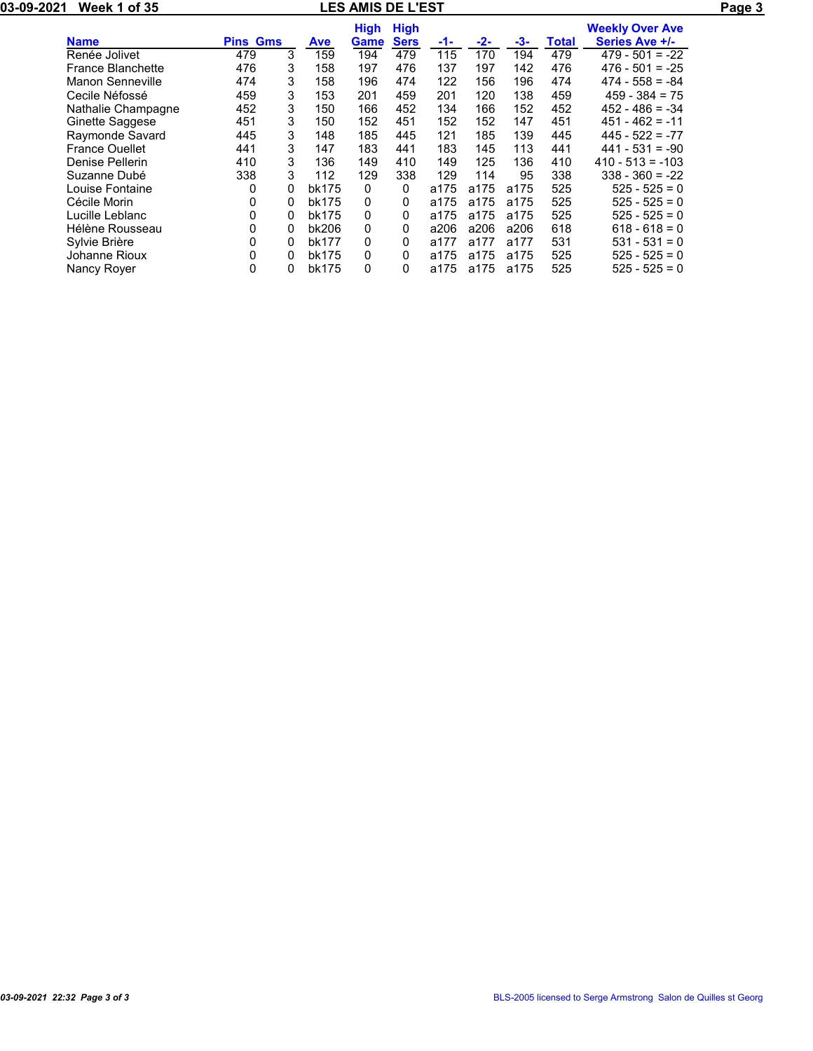| Name | Pins | Gms | Ave | High Game | High Sers | -1- | -2- | -3- | Total | Weekly Over Ave Series Ave +/- |
|---|---|---|---|---|---|---|---|---|---|---|
| Renée Jolivet | 479 | 3 | 159 | 194 | 479 | 115 | 170 | 194 | 479 | 479 - 501 = -22 |
| France Blanchette | 476 | 3 | 158 | 197 | 476 | 137 | 197 | 142 | 476 | 476 - 501 = -25 |
| Manon Senneville | 474 | 3 | 158 | 196 | 474 | 122 | 156 | 196 | 474 | 474 - 558 = -84 |
| Cecile Néfossé | 459 | 3 | 153 | 201 | 459 | 201 | 120 | 138 | 459 | 459 - 384 = 75 |
| Nathalie Champagne | 452 | 3 | 150 | 166 | 452 | 134 | 166 | 152 | 452 | 452 - 486 = -34 |
| Ginette Saggese | 451 | 3 | 150 | 152 | 451 | 152 | 152 | 147 | 451 | 451 - 462 = -11 |
| Raymonde Savard | 445 | 3 | 148 | 185 | 445 | 121 | 185 | 139 | 445 | 445 - 522 = -77 |
| France Ouellet | 441 | 3 | 147 | 183 | 441 | 183 | 145 | 113 | 441 | 441 - 531 = -90 |
| Denise Pellerin | 410 | 3 | 136 | 149 | 410 | 149 | 125 | 136 | 410 | 410 - 513 = -103 |
| Suzanne Dubé | 338 | 3 | 112 | 129 | 338 | 129 | 114 | 95 | 338 | 338 - 360 = -22 |
| Louise Fontaine | 0 | 0 | bk175 | 0 | 0 | a175 | a175 | a175 | 525 | 525 - 525 = 0 |
| Cécile Morin | 0 | 0 | bk175 | 0 | 0 | a175 | a175 | a175 | 525 | 525 - 525 = 0 |
| Lucille Leblanc | 0 | 0 | bk175 | 0 | 0 | a175 | a175 | a175 | 525 | 525 - 525 = 0 |
| Hélène Rousseau | 0 | 0 | bk206 | 0 | 0 | a206 | a206 | a206 | 618 | 618 - 618 = 0 |
| Sylvie Brière | 0 | 0 | bk177 | 0 | 0 | a177 | a177 | a177 | 531 | 531 - 531 = 0 |
| Johanne Rioux | 0 | 0 | bk175 | 0 | 0 | a175 | a175 | a175 | 525 | 525 - 525 = 0 |
| Nancy Royer | 0 | 0 | bk175 | 0 | 0 | a175 | a175 | a175 | 525 | 525 - 525 = 0 |